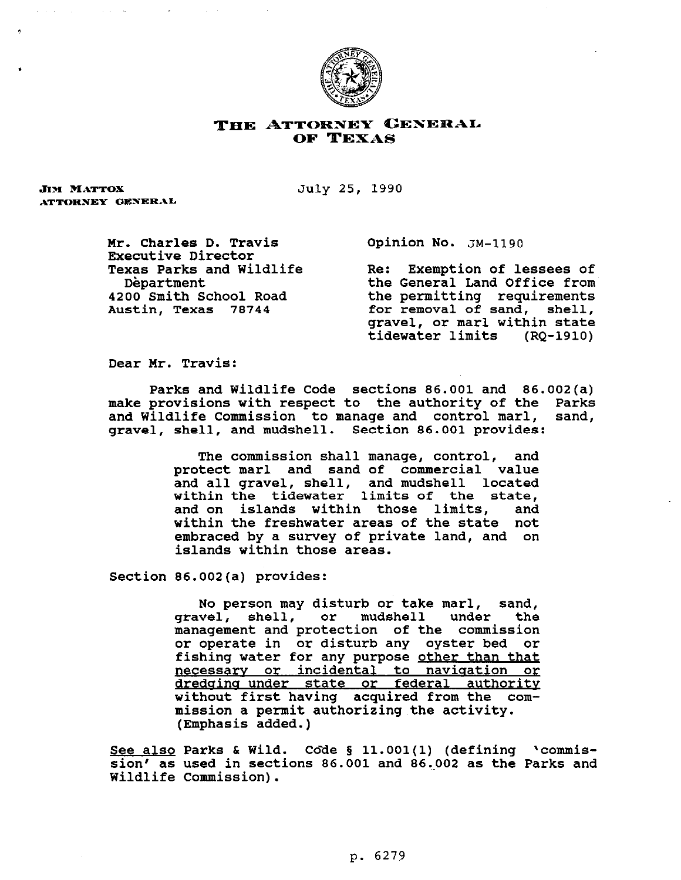# THE ATTORNEY GENERAL OF TEXAS

**JIM MATTOX**
**ATTORNEY GENERAL**

July 25, 1990

Mr. Charles D. Travis
Executive Director
Texas Parks and Wildlife
Department
4200 Smith School Road
Austin, Texas 78744

Opinion No. JM-1190

Re: Exemption of lessees of the General Land Office from the permitting requirements for removal of sand, shell, gravel, or marl within state tidewater limits (RQ-1910)

Dear Mr. Travis:

Parks and Wildlife Code sections 86.001 and 86.002(a) make provisions with respect to the authority of the Parks and Wildlife Commission to manage and control marl, sand, gravel, shell, and mudshell. Section 86.001 provides:

> The commission shall manage, control, and protect marl and sand of commercial value and all gravel, shell, and mudshell located within the tidewater limits of the state, and on islands within those limits, and within the freshwater areas of the state not embraced by a survey of private land, and on islands within those areas.

Section 86.002(a) provides:

> No person may disturb or take marl, sand, gravel, shell, or mudshell under the management and protection of the commission or operate in or disturb any oyster bed or fishing water for any purpose <u>other than that necessary or incidental to navigation or dredging under state or federal authority</u> without first having acquired from the commission a permit authorizing the activity. (Emphasis added.)

<u>See also</u> Parks & Wild. Code § 11.001(1) (defining 'commission' as used in sections 86.001 and 86.002 as the Parks and Wildlife Commission).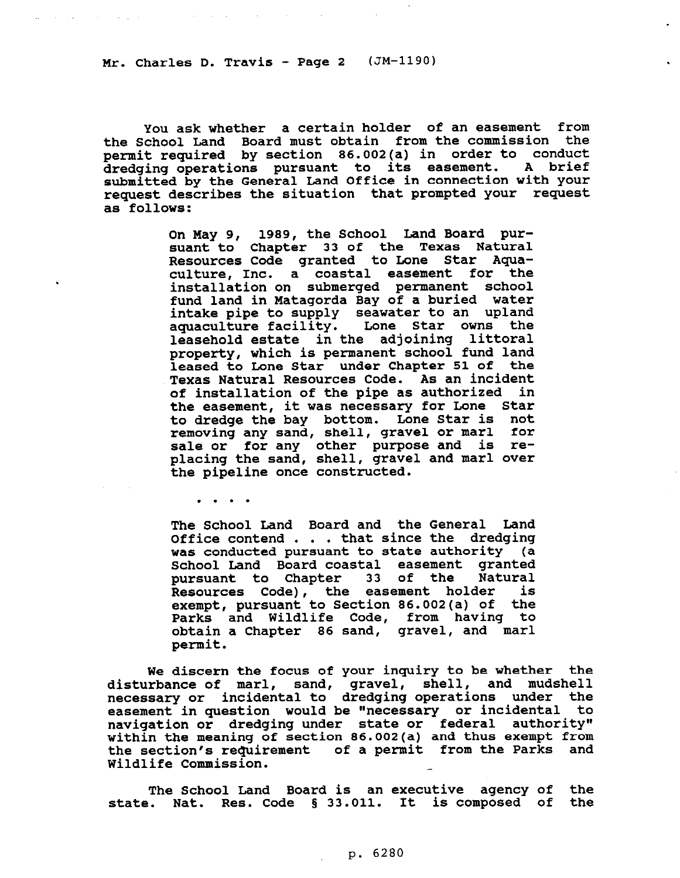You ask whether a certain holder of an easement from the School Land Board must obtain from the commission the permit required by section 86.002(a) in order to conduct dredging operations pursuant to its easement. A brief submitted by the General Land Office in connection with your request describes the situation that prompted your request as follows:

> On May 9, 1989, the School Land Board pursuant to Chapter 33 of the Texas Natural Resources Code granted to Lone Star Aquaculture, Inc. a coastal easement for the installation on submerged permanent school fund land in Matagorda Bay of a buried water intake pipe to supply seawater to an upland aquaculture facility. Lone Star owns the leasehold estate in the adjoining littoral property, which is permanent school fund land leased to Lone Star under Chapter 51 of the Texas Natural Resources Code. As an incident of installation of the pipe as authorized in the easement, it was necessary for Lone Star to dredge the bay bottom. Lone Star is not removing any sand, shell, gravel or marl for sale or for any other purpose and is replacing the sand, shell, gravel and marl over the pipeline once constructed.
>
> . . . .
>
> The School Land Board and the General Land Office contend . . . that since the dredging was conducted pursuant to state authority (a School Land Board coastal easement granted pursuant to Chapter 33 of the Natural Resources Code), the easement holder is exempt, pursuant to Section 86.002(a) of the Parks and Wildlife Code, from having to obtain a Chapter 86 sand, gravel, and marl permit.

We discern the focus of your inquiry to be whether the disturbance of marl, sand, gravel, shell, and mudshell necessary or incidental to dredging operations under the easement in question would be "necessary or incidental to navigation or dredging under state or federal authority" within the meaning of section 86.002(a) and thus exempt from the section's requirement of a permit from the Parks and Wildlife Commission.

The School Land Board is an executive agency of the state. Nat. Res. Code § 33.011. It is composed of the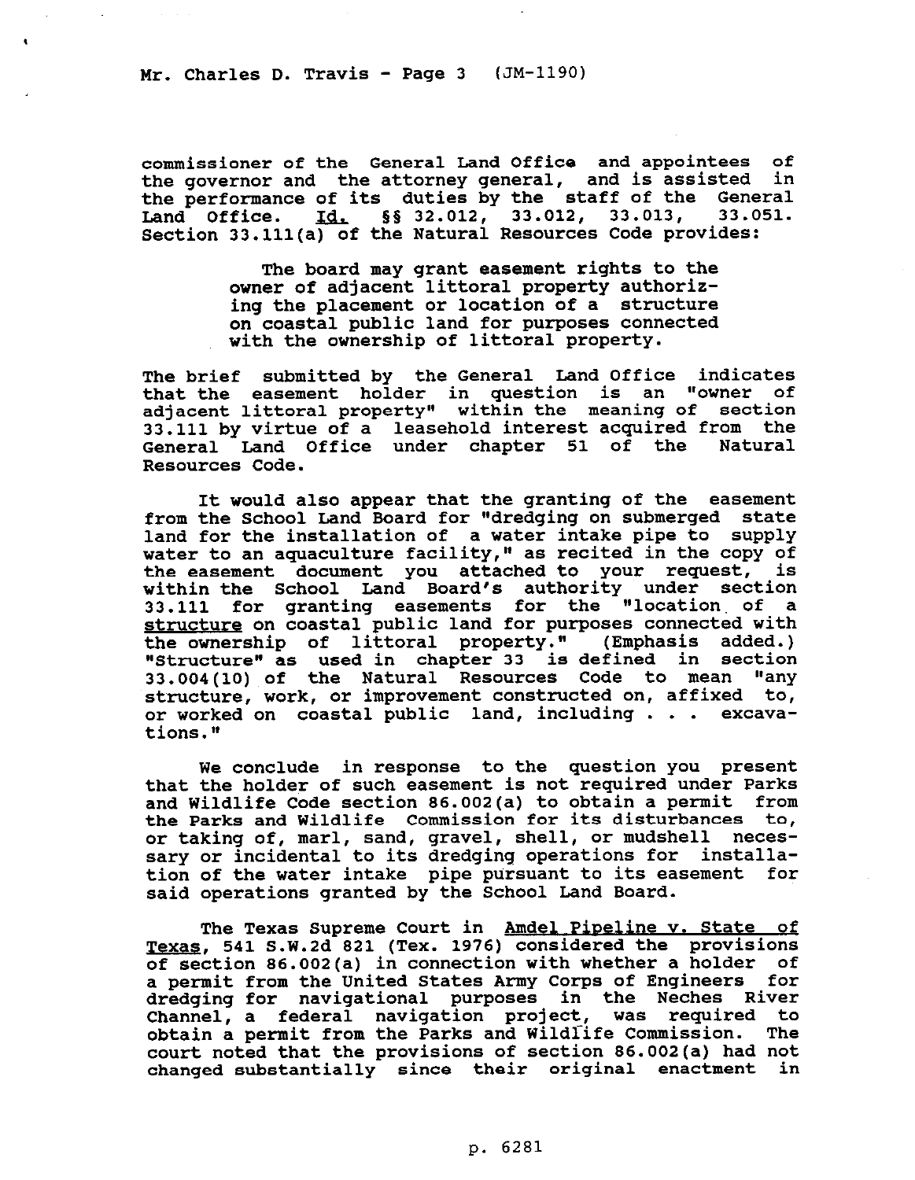commissioner of the General Land Office and appointees of the governor and the attorney general, and is assisted in the performance of its duties by the staff of the General Land Office. Id. §§ 32.012, 33.012, 33.013, 33.051. Section 33.111(a) of the Natural Resources Code provides:

> The board may grant easement rights to the owner of adjacent littoral property authorizing the placement or location of a structure on coastal public land for purposes connected with the ownership of littoral property.

The brief submitted by the General Land Office indicates that the easement holder in question is an "owner of adjacent littoral property" within the meaning of section 33.111 by virtue of a leasehold interest acquired from the General Land Office under chapter 51 of the Natural Resources Code.

It would also appear that the granting of the easement from the School Land Board for "dredging on submerged state land for the installation of a water intake pipe to supply water to an aquaculture facility," as recited in the copy of the easement document you attached to your request, is within the School Land Board's authority under section 33.111 for granting easements for the "location of a structure on coastal public land for purposes connected with the ownership of littoral property." (Emphasis added.) "Structure" as used in chapter 33 is defined in section 33.004(10) of the Natural Resources Code to mean "any structure, work, or improvement constructed on, affixed to, or worked on coastal public land, including . . . excavations."

We conclude in response to the question you present that the holder of such easement is not required under Parks and Wildlife Code section 86.002(a) to obtain a permit from the Parks and Wildlife Commission for its disturbances to, or taking of, marl, sand, gravel, shell, or mudshell necessary or incidental to its dredging operations for installation of the water intake pipe pursuant to its easement for said operations granted by the School Land Board.

The Texas Supreme Court in Amdel Pipeline v. State of Texas, 541 S.W.2d 821 (Tex. 1976) considered the provisions of section 86.002(a) in connection with whether a holder of a permit from the United States Army Corps of Engineers for dredging for navigational purposes in the Neches River Channel, a federal navigation project, was required to obtain a permit from the Parks and Wildlife Commission. The court noted that the provisions of section 86.002(a) had not changed substantially since their original enactment in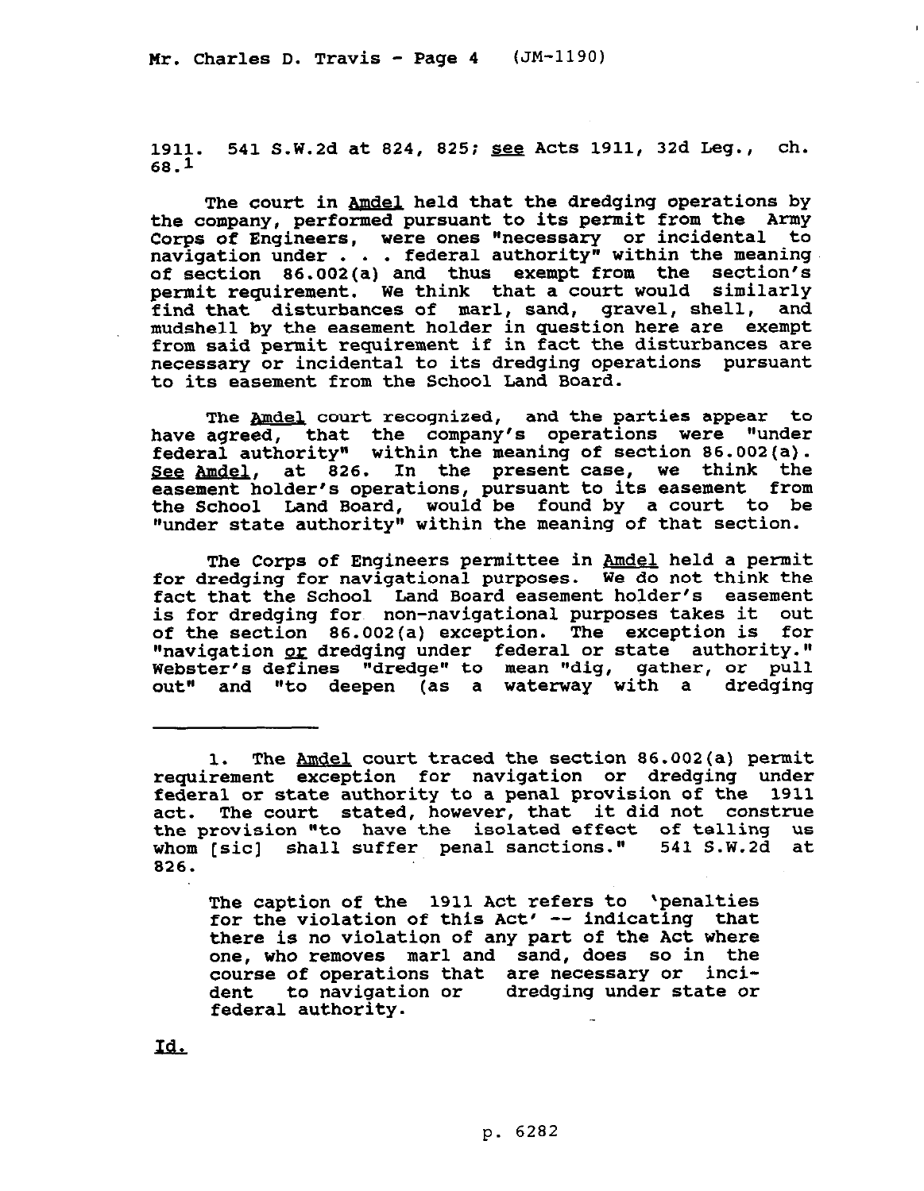1911. 541 S.W.2d at 824, 825; see Acts 1911, 32d Leg., ch. 68.[1]

The court in Amdel held that the dredging operations by the company, performed pursuant to its permit from the Army Corps of Engineers, were ones "necessary or incidental to navigation under . . . federal authority" within the meaning of section 86.002(a) and thus exempt from the section's permit requirement. We think that a court would similarly find that disturbances of marl, sand, gravel, shell, and mudshell by the easement holder in question here are exempt from said permit requirement if in fact the disturbances are necessary or incidental to its dredging operations pursuant to its easement from the School Land Board.

The Amdel court recognized, and the parties appear to have agreed, that the company's operations were "under federal authority" within the meaning of section 86.002(a). See Amdel, at 826. In the present case, we think the easement holder's operations, pursuant to its easement from the School Land Board, would be found by a court to be "under state authority" within the meaning of that section.

The Corps of Engineers permittee in Amdel held a permit for dredging for navigational purposes. We do not think the fact that the School Land Board easement holder's easement is for dredging for non-navigational purposes takes it out of the section 86.002(a) exception. The exception is for "navigation or dredging under federal or state authority." Webster's defines "dredge" to mean "dig, gather, or pull out" and "to deepen (as a waterway with a dredging

---

1. The Amdel court traced the section 86.002(a) permit requirement exception for navigation or dredging under federal or state authority to a penal provision of the 1911 act. The court stated, however, that it did not construe the provision "to have the isolated effect of telling us whom [sic] shall suffer penal sanctions." 541 S.W.2d at 826.

> The caption of the 1911 Act refers to 'penalties for the violation of this Act' -- indicating that there is no violation of any part of the Act where one, who removes marl and sand, does so in the course of operations that are necessary or incident to navigation or dredging under state or federal authority.

Id.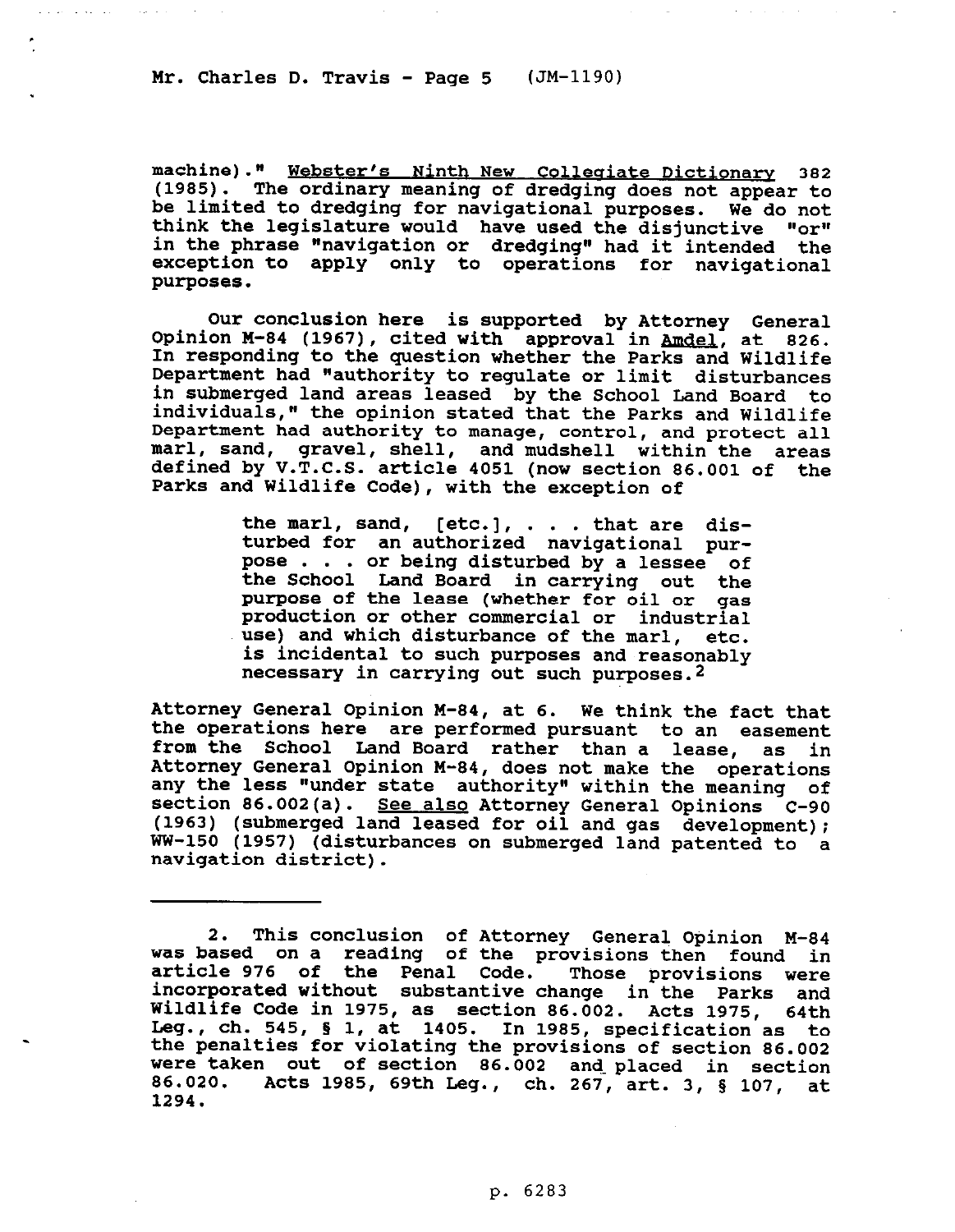machine)." *Webster's Ninth New Collegiate Dictionary* 382 (1985). The ordinary meaning of dredging does not appear to be limited to dredging for navigational purposes. We do not think the legislature would have used the disjunctive "or" in the phrase "navigation or dredging" had it intended the exception to apply only to operations for navigational purposes.

Our conclusion here is supported by Attorney General Opinion M-84 (1967), cited with approval in *Amdel*, at 826. In responding to the question whether the Parks and Wildlife Department had "authority to regulate or limit disturbances in submerged land areas leased by the School Land Board to individuals," the opinion stated that the Parks and Wildlife Department had authority to manage, control, and protect all marl, sand, gravel, shell, and mudshell within the areas defined by V.T.C.S. article 4051 (now section 86.001 of the Parks and Wildlife Code), with the exception of

> the marl, sand, [etc.], . . . that are disturbed for an authorized navigational purpose . . . or being disturbed by a lessee of the School Land Board in carrying out the purpose of the lease (whether for oil or gas production or other commercial or industrial use) and which disturbance of the marl, etc. is incidental to such purposes and reasonably necessary in carrying out such purposes.[2]

Attorney General Opinion M-84, at 6. We think the fact that the operations here are performed pursuant to an easement from the School Land Board rather than a lease, as in Attorney General Opinion M-84, does not make the operations any the less "under state authority" within the meaning of section 86.002(a). *See also* Attorney General Opinions C-90 (1963) (submerged land leased for oil and gas development); WW-150 (1957) (disturbances on submerged land patented to a navigation district).

---

2. This conclusion of Attorney General Opinion M-84 was based on a reading of the provisions then found in article 976 of the Penal Code. Those provisions were incorporated without substantive change in the Parks and Wildlife Code in 1975, as section 86.002. Acts 1975, 64th Leg., ch. 545, § 1, at 1405. In 1985, specification as to the penalties for violating the provisions of section 86.002 were taken out of section 86.002 and placed in section 86.020. Acts 1985, 69th Leg., ch. 267, art. 3, § 107, at 1294.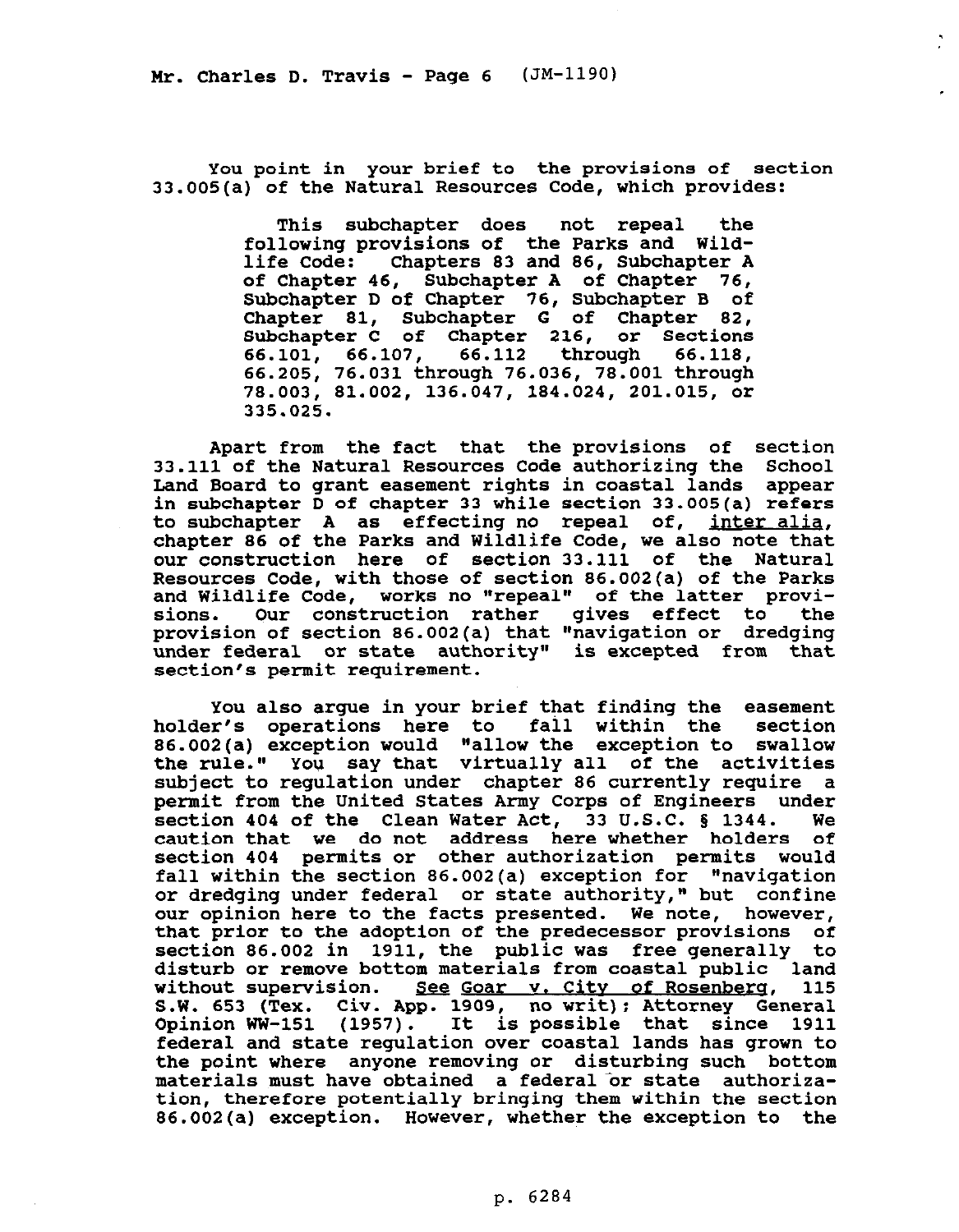You point in your brief to the provisions of section 33.005(a) of the Natural Resources Code, which provides:

> This subchapter does not repeal the following provisions of the Parks and Wildlife Code: Chapters 83 and 86, Subchapter A of Chapter 46, Subchapter A of Chapter 76, Subchapter D of Chapter 76, Subchapter B of Chapter 81, Subchapter G of Chapter 82, Subchapter C of Chapter 216, or Sections 66.101, 66.107, 66.112 through 66.118, 66.205, 76.031 through 76.036, 78.001 through 78.003, 81.002, 136.047, 184.024, 201.015, or 335.025.

Apart from the fact that the provisions of section 33.111 of the Natural Resources Code authorizing the School Land Board to grant easement rights in coastal lands appear in subchapter D of chapter 33 while section 33.005(a) refers to subchapter A as effecting no repeal of, _inter alia_, chapter 86 of the Parks and Wildlife Code, we also note that our construction here of section 33.111 of the Natural Resources Code, with those of section 86.002(a) of the Parks and Wildlife Code, works no "repeal" of the latter provisions. Our construction rather gives effect to the provision of section 86.002(a) that "navigation or dredging under federal or state authority" is excepted from that section's permit requirement.

You also argue in your brief that finding the easement holder's operations here to fall within the section 86.002(a) exception would "allow the exception to swallow the rule." You say that virtually all of the activities subject to regulation under chapter 86 currently require a permit from the United States Army Corps of Engineers under section 404 of the Clean Water Act, 33 U.S.C. § 1344. We caution that we do not address here whether holders of section 404 permits or other authorization permits would fall within the section 86.002(a) exception for "navigation or dredging under federal or state authority," but confine our opinion here to the facts presented. We note, however, that prior to the adoption of the predecessor provisions of section 86.002 in 1911, the public was free generally to disturb or remove bottom materials from coastal public land without supervision. _See_ _Goar v. City of Rosenberg_, 115 S.W. 653 (Tex. Civ. App. 1909, no writ); Attorney General Opinion WW-151 (1957). It is possible that since 1911 federal and state regulation over coastal lands has grown to the point where anyone removing or disturbing such bottom materials must have obtained a federal or state authorization, therefore potentially bringing them within the section 86.002(a) exception. However, whether the exception to the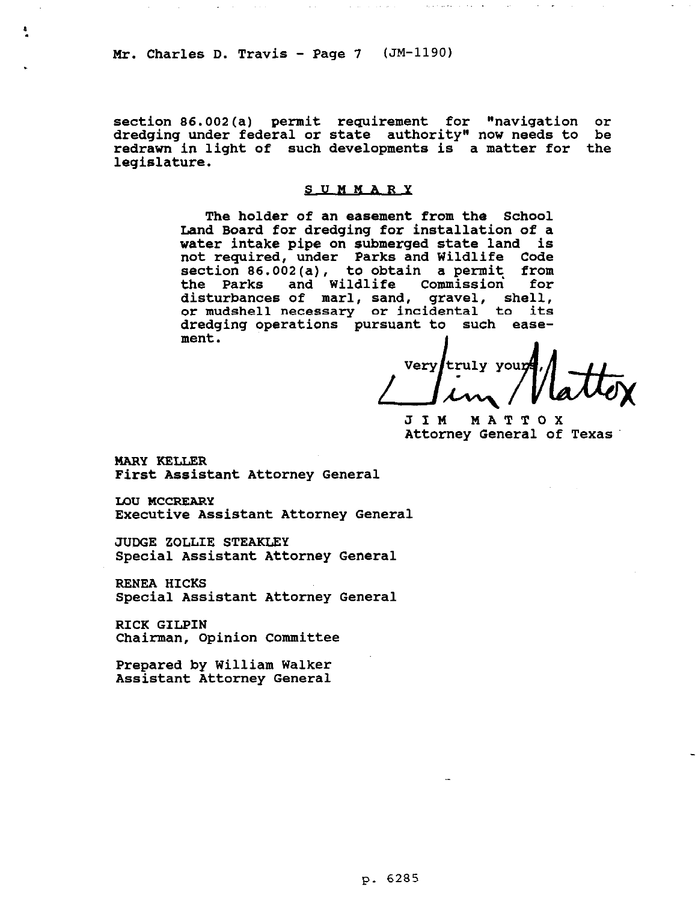section 86.002(a) permit requirement for "navigation or dredging under federal or state authority" now needs to be redrawn in light of such developments is a matter for the legislature.

## SUMMARY

> **The holder of an easement from the School Land Board for dredging for installation of a water intake pipe on submerged state land is not required, under Parks and Wildlife Code section 86.002(a), to obtain a permit from the Parks and Wildlife Commission for disturbances of marl, sand, gravel, shell, or mudshell necessary or incidental to its dredging operations pursuant to such easement.**

Very truly yours,

Jim Mattox

JIM MATTOX
Attorney General of Texas

MARY KELLER
First Assistant Attorney General

LOU MCCREARY
Executive Assistant Attorney General

JUDGE ZOLLIE STEAKLEY
Special Assistant Attorney General

RENEA HICKS
Special Assistant Attorney General

RICK GILPIN
Chairman, Opinion Committee

Prepared by William Walker
Assistant Attorney General